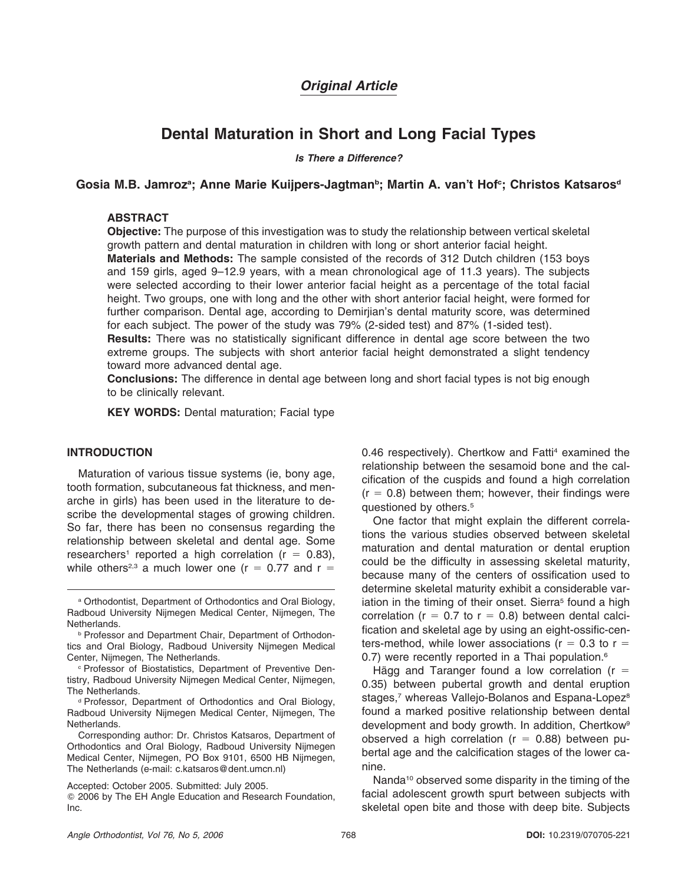*Original Article*

# Dental Maturation in Short and Long Facial Types

***Is There a Difference?***

**Gosia M.B. Jamroz[a]; Anne Marie Kuijpers-Jagtman[b]; Martin A. van't Hof[c]; Christos Katsaros[d]**

## ABSTRACT

**Objective:** The purpose of this investigation was to study the relationship between vertical skeletal growth pattern and dental maturation in children with long or short anterior facial height.

**Materials and Methods:** The sample consisted of the records of 312 Dutch children (153 boys and 159 girls, aged 9–12.9 years, with a mean chronological age of 11.3 years). The subjects were selected according to their lower anterior facial height as a percentage of the total facial height. Two groups, one with long and the other with short anterior facial height, were formed for further comparison. Dental age, according to Demirjian's dental maturity score, was determined for each subject. The power of the study was 79% (2-sided test) and 87% (1-sided test).

**Results:** There was no statistically significant difference in dental age score between the two extreme groups. The subjects with short anterior facial height demonstrated a slight tendency toward more advanced dental age.

**Conclusions:** The difference in dental age between long and short facial types is not big enough to be clinically relevant.

**KEY WORDS:** Dental maturation; Facial type

## INTRODUCTION

Maturation of various tissue systems (ie, bony age, tooth formation, subcutaneous fat thickness, and menarche in girls) has been used in the literature to describe the developmental stages of growing children. So far, there has been no consensus regarding the relationship between skeletal and dental age. Some researchers[1] reported a high correlation ($r = 0.83$), while others[2,3] a much lower one ($r = 0.77$ and $r = 0.46$ respectively). Chertkow and Fatti[4] examined the relationship between the sesamoid bone and the calcification of the cuspids and found a high correlation ($r = 0.8$) between them; however, their findings were questioned by others.[5]

One factor that might explain the different correlations the various studies observed between skeletal maturation and dental maturation or dental eruption could be the difficulty in assessing skeletal maturity, because many of the centers of ossification used to determine skeletal maturity exhibit a considerable variation in the timing of their onset. Sierra[5] found a high correlation ($r = 0.7$ to $r = 0.8$) between dental calcification and skeletal age by using an eight-ossific-centers-method, while lower associations ($r = 0.3$ to $r = 0.7$) were recently reported in a Thai population.[6]

Hägg and Taranger found a low correlation ($r = 0.35$) between pubertal growth and dental eruption stages,[7] whereas Vallejo-Bolanos and Espana-Lopez[8] found a marked positive relationship between dental development and body growth. In addition, Chertkow[9] observed a high correlation ($r = 0.88$) between pubertal age and the calcification stages of the lower canine.

Nanda[10] observed some disparity in the timing of the facial adolescent growth spurt between subjects with skeletal open bite and those with deep bite. Subjects

---

[a] Orthodontist, Department of Orthodontics and Oral Biology, Radboud University Nijmegen Medical Center, Nijmegen, The Netherlands.

[b] Professor and Department Chair, Department of Orthodontics and Oral Biology, Radboud University Nijmegen Medical Center, Nijmegen, The Netherlands.

[c] Professor of Biostatistics, Department of Preventive Dentistry, Radboud University Nijmegen Medical Center, Nijmegen, The Netherlands.

[d] Professor, Department of Orthodontics and Oral Biology, Radboud University Nijmegen Medical Center, Nijmegen, The Netherlands.

Corresponding author: Dr. Christos Katsaros, Department of Orthodontics and Oral Biology, Radboud University Nijmegen Medical Center, Nijmegen, PO Box 9101, 6500 HB Nijmegen, The Netherlands (e-mail: c.katsaros@dent.umcn.nl)

Accepted: October 2005. Submitted: July 2005.

© 2006 by The EH Angle Education and Research Foundation, Inc.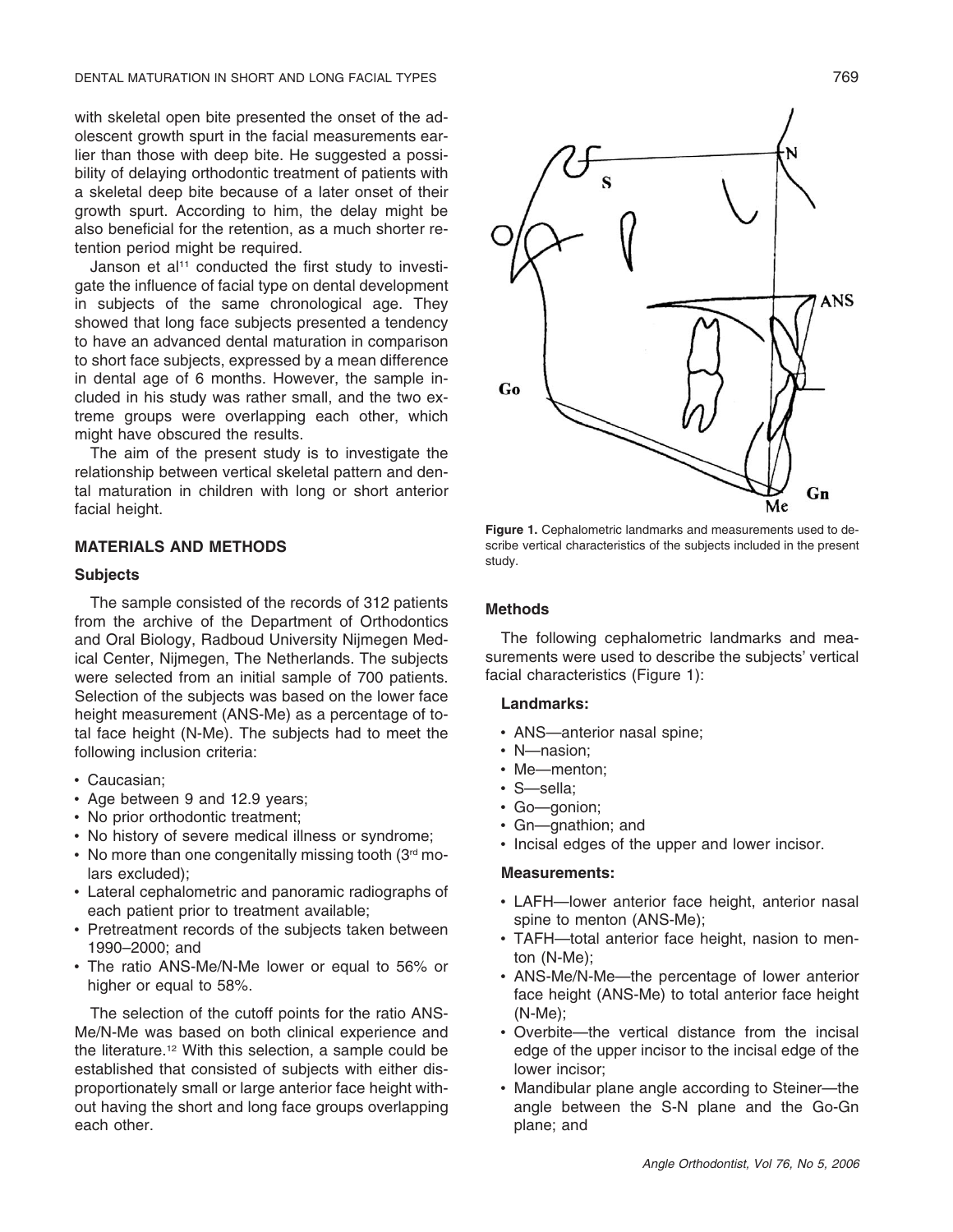with skeletal open bite presented the onset of the adolescent growth spurt in the facial measurements earlier than those with deep bite. He suggested a possibility of delaying orthodontic treatment of patients with a skeletal deep bite because of a later onset of their growth spurt. According to him, the delay might be also beneficial for the retention, as a much shorter retention period might be required.

Janson et al[11] conducted the first study to investigate the influence of facial type on dental development in subjects of the same chronological age. They showed that long face subjects presented a tendency to have an advanced dental maturation in comparison to short face subjects, expressed by a mean difference in dental age of 6 months. However, the sample included in his study was rather small, and the two extreme groups were overlapping each other, which might have obscured the results.

The aim of the present study is to investigate the relationship between vertical skeletal pattern and dental maturation in children with long or short anterior facial height.

## MATERIALS AND METHODS

### Subjects

The sample consisted of the records of 312 patients from the archive of the Department of Orthodontics and Oral Biology, Radboud University Nijmegen Medical Center, Nijmegen, The Netherlands. The subjects were selected from an initial sample of 700 patients. Selection of the subjects was based on the lower face height measurement (ANS-Me) as a percentage of total face height (N-Me). The subjects had to meet the following inclusion criteria:

- Caucasian;
- Age between 9 and 12.9 years;
- No prior orthodontic treatment;
- No history of severe medical illness or syndrome;
- No more than one congenitally missing tooth (3rd molars excluded);
- Lateral cephalometric and panoramic radiographs of each patient prior to treatment available;
- Pretreatment records of the subjects taken between 1990–2000; and
- The ratio ANS-Me/N-Me lower or equal to 56% or higher or equal to 58%.

The selection of the cutoff points for the ratio ANS-Me/N-Me was based on both clinical experience and the literature.[12] With this selection, a sample could be established that consisted of subjects with either disproportionately small or large anterior face height without having the short and long face groups overlapping each other.

**Figure 1.** Cephalometric landmarks and measurements used to describe vertical characteristics of the subjects included in the present study.

### Methods

The following cephalometric landmarks and measurements were used to describe the subjects' vertical facial characteristics (Figure 1):

#### Landmarks:

- ANS—anterior nasal spine;
- N—nasion;
- Me—menton;
- S—sella;
- Go—gonion;
- Gn—gnathion; and
- Incisal edges of the upper and lower incisor.

#### Measurements:

- LAFH—lower anterior face height, anterior nasal spine to menton (ANS-Me);
- TAFH—total anterior face height, nasion to menton (N-Me);
- ANS-Me/N-Me—the percentage of lower anterior face height (ANS-Me) to total anterior face height (N-Me);
- Overbite—the vertical distance from the incisal edge of the upper incisor to the incisal edge of the lower incisor;
- Mandibular plane angle according to Steiner—the angle between the S-N plane and the Go-Gn plane; and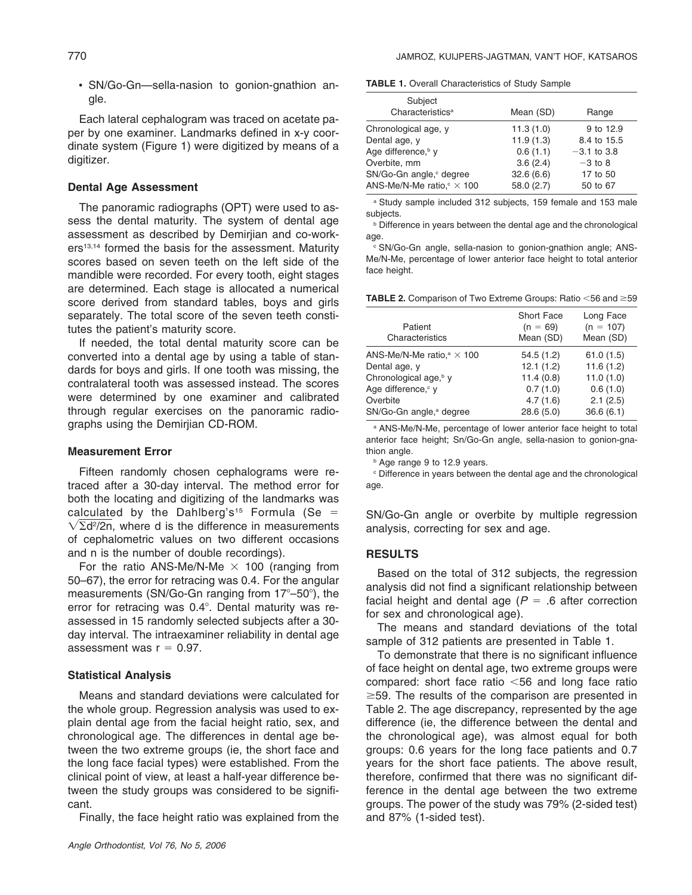- SN/Go-Gn—sella-nasion to gonion-gnathion angle.

Each lateral cephalogram was traced on acetate paper by one examiner. Landmarks defined in x-y coordinate system (Figure 1) were digitized by means of a digitizer.

### Dental Age Assessment

The panoramic radiographs (OPT) were used to assess the dental maturity. The system of dental age assessment as described by Demirjian and co-workers[13,14] formed the basis for the assessment. Maturity scores based on seven teeth on the left side of the mandible were recorded. For every tooth, eight stages are determined. Each stage is allocated a numerical score derived from standard tables, boys and girls separately. The total score of the seven teeth constitutes the patient's maturity score.

If needed, the total dental maturity score can be converted into a dental age by using a table of standards for boys and girls. If one tooth was missing, the contralateral tooth was assessed instead. The scores were determined by one examiner and calibrated through regular exercises on the panoramic radiographs using the Demirjian CD-ROM.

### Measurement Error

Fifteen randomly chosen cephalograms were retraced after a 30-day interval. The method error for both the locating and digitizing of the landmarks was calculated by the Dahlberg's[15] Formula ($Se = \sqrt{\Sigma d^2/2n}$, where d is the difference in measurements of cephalometric values on two different occasions and n is the number of double recordings).

For the ratio ANS-Me/N-Me $\times$ 100 (ranging from 50–67), the error for retracing was 0.4. For the angular measurements (SN/Go-Gn ranging from 17°–50°), the error for retracing was 0.4°. Dental maturity was reassessed in 15 randomly selected subjects after a 30-day interval. The intraexaminer reliability in dental age assessment was $r = 0.97$.

### Statistical Analysis

Means and standard deviations were calculated for the whole group. Regression analysis was used to explain dental age from the facial height ratio, sex, and chronological age. The differences in dental age between the two extreme groups (ie, the short face and the long face facial types) were established. From the clinical point of view, at least a half-year difference between the study groups was considered to be significant.

Finally, the face height ratio was explained from the SN/Go-Gn angle or overbite by multiple regression analysis, correcting for sex and age.

**TABLE 1.** Overall Characteristics of Study Sample

| Subject Characteristics[a] | Mean (SD) | Range |
|---|---|---|
| Chronological age, y | 11.3 (1.0) | 9 to 12.9 |
| Dental age, y | 11.9 (1.3) | 8.4 to 15.5 |
| Age difference,[b] y | 0.6 (1.1) | −3.1 to 3.8 |
| Overbite, mm | 3.6 (2.4) | −3 to 8 |
| SN/Go-Gn angle,[c] degree | 32.6 (6.6) | 17 to 50 |
| ANS-Me/N-Me ratio,[c] $\times$ 100 | 58.0 (2.7) | 50 to 67 |

[a] Study sample included 312 subjects, 159 female and 153 male subjects.

[b] Difference in years between the dental age and the chronological age.

[c] SN/Go-Gn angle, sella-nasion to gonion-gnathion angle; ANS-Me/N-Me, percentage of lower anterior face height to total anterior face height.

**TABLE 2.** Comparison of Two Extreme Groups: Ratio <56 and ≥59

| Patient Characteristics | Short Face (n = 69) Mean (SD) | Long Face (n = 107) Mean (SD) |
|---|---|---|
| ANS-Me/N-Me ratio,[a] $\times$ 100 | 54.5 (1.2) | 61.0 (1.5) |
| Dental age, y | 12.1 (1.2) | 11.6 (1.2) |
| Chronological age,[b] y | 11.4 (0.8) | 11.0 (1.0) |
| Age difference,[c] y | 0.7 (1.0) | 0.6 (1.0) |
| Overbite | 4.7 (1.6) | 2.1 (2.5) |
| SN/Go-Gn angle,[a] degree | 28.6 (5.0) | 36.6 (6.1) |

[a] ANS-Me/N-Me, percentage of lower anterior face height to total anterior face height; Sn/Go-Gn angle, sella-nasion to gonion-gnathion angle.

[b] Age range 9 to 12.9 years.

[c] Difference in years between the dental age and the chronological age.

## RESULTS

Based on the total of 312 subjects, the regression analysis did not find a significant relationship between facial height and dental age ($P = .6$ after correction for sex and chronological age).

The means and standard deviations of the total sample of 312 patients are presented in Table 1.

To demonstrate that there is no significant influence of face height on dental age, two extreme groups were compared: short face ratio <56 and long face ratio ≥59. The results of the comparison are presented in Table 2. The age discrepancy, represented by the age difference (ie, the difference between the dental and the chronological age), was almost equal for both groups: 0.6 years for the long face patients and 0.7 years for the short face patients. The above result, therefore, confirmed that there was no significant difference in the dental age between the two extreme groups. The power of the study was 79% (2-sided test) and 87% (1-sided test).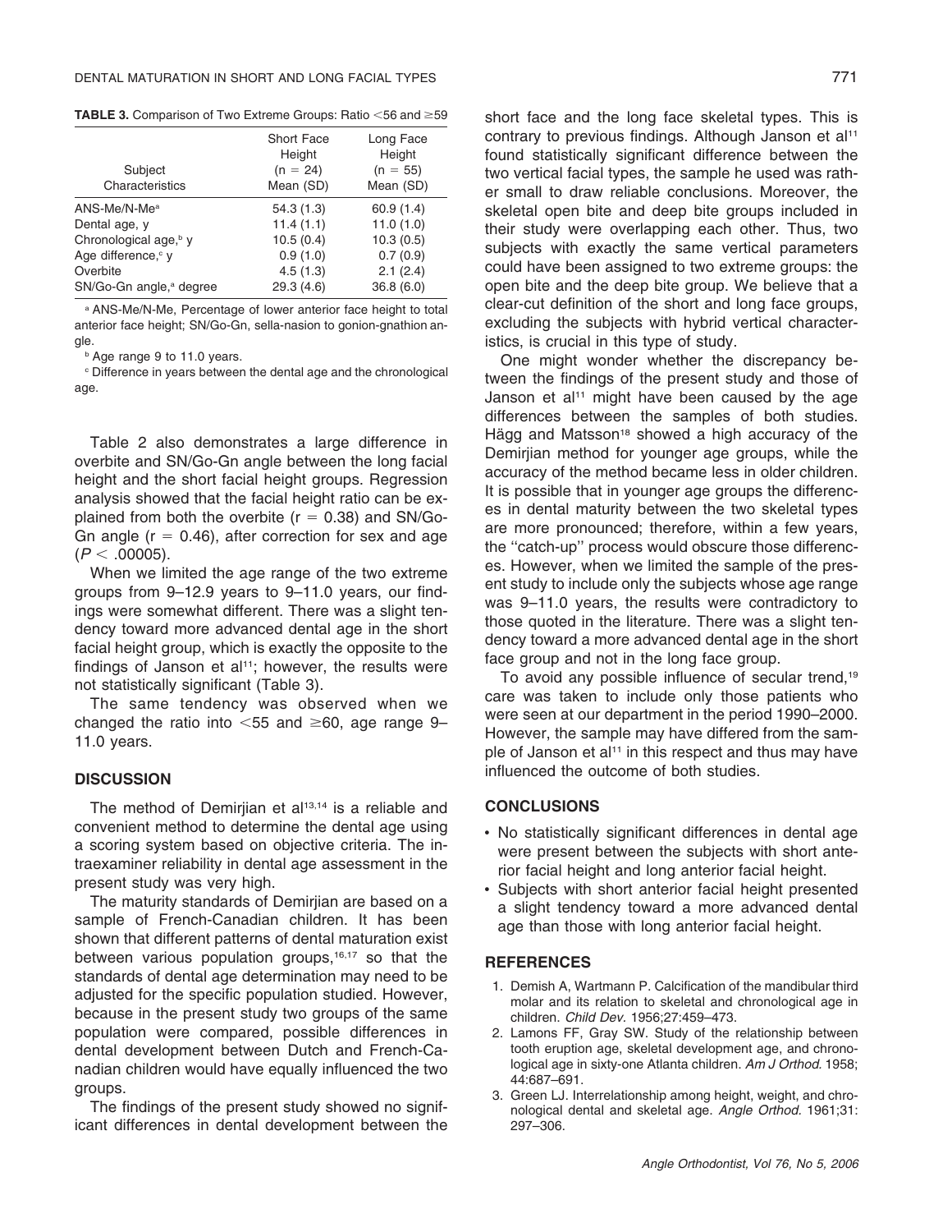**TABLE 3.** Comparison of Two Extreme Groups: Ratio <56 and ≥59

| Subject Characteristics | Short Face Height (n = 24) Mean (SD) | Long Face Height (n = 55) Mean (SD) |
|---|---|---|
| ANS-Me/N-Me[a] | 54.3 (1.3) | 60.9 (1.4) |
| Dental age, y | 11.4 (1.1) | 11.0 (1.0) |
| Chronological age,[b] y | 10.5 (0.4) | 10.3 (0.5) |
| Age difference,[c] y | 0.9 (1.0) | 0.7 (0.9) |
| Overbite | 4.5 (1.3) | 2.1 (2.4) |
| SN/Go-Gn angle,[a] degree | 29.3 (4.6) | 36.8 (6.0) |

[a] ANS-Me/N-Me, Percentage of lower anterior face height to total anterior face height; SN/Go-Gn, sella-nasion to gonion-gnathion angle.

[b] Age range 9 to 11.0 years.

[c] Difference in years between the dental age and the chronological age.

Table 2 also demonstrates a large difference in overbite and SN/Go-Gn angle between the long facial height and the short facial height groups. Regression analysis showed that the facial height ratio can be explained from both the overbite ($r = 0.38$) and SN/Go-Gn angle ($r = 0.46$), after correction for sex and age ($P < .00005$).

When we limited the age range of the two extreme groups from 9–12.9 years to 9–11.0 years, our findings were somewhat different. There was a slight tendency toward more advanced dental age in the short facial height group, which is exactly the opposite to the findings of Janson et al[11]; however, the results were not statistically significant (Table 3).

The same tendency was observed when we changed the ratio into <55 and ≥60, age range 9–11.0 years.

## DISCUSSION

The method of Demirjian et al[13,14] is a reliable and convenient method to determine the dental age using a scoring system based on objective criteria. The intraexaminer reliability in dental age assessment in the present study was very high.

The maturity standards of Demirjian are based on a sample of French-Canadian children. It has been shown that different patterns of dental maturation exist between various population groups,[16,17] so that the standards of dental age determination may need to be adjusted for the specific population studied. However, because in the present study two groups of the same population were compared, possible differences in dental development between Dutch and French-Canadian children would have equally influenced the two groups.

The findings of the present study showed no significant differences in dental development between the short face and the long face skeletal types. This is contrary to previous findings. Although Janson et al[11] found statistically significant difference between the two vertical facial types, the sample he used was rather small to draw reliable conclusions. Moreover, the skeletal open bite and deep bite groups included in their study were overlapping each other. Thus, two subjects with exactly the same vertical parameters could have been assigned to two extreme groups: the open bite and the deep bite group. We believe that a clear-cut definition of the short and long face groups, excluding the subjects with hybrid vertical characteristics, is crucial in this type of study.

One might wonder whether the discrepancy between the findings of the present study and those of Janson et al[11] might have been caused by the age differences between the samples of both studies. Hägg and Matsson[18] showed a high accuracy of the Demirjian method for younger age groups, while the accuracy of the method became less in older children. It is possible that in younger age groups the differences in dental maturity between the two skeletal types are more pronounced; therefore, within a few years, the "catch-up" process would obscure those differences. However, when we limited the sample of the present study to include only the subjects whose age range was 9–11.0 years, the results were contradictory to those quoted in the literature. There was a slight tendency toward a more advanced dental age in the short face group and not in the long face group.

To avoid any possible influence of secular trend,[19] care was taken to include only those patients who were seen at our department in the period 1990–2000. However, the sample may have differed from the sample of Janson et al[11] in this respect and thus may have influenced the outcome of both studies.

## CONCLUSIONS

- No statistically significant differences in dental age were present between the subjects with short anterior facial height and long anterior facial height.
- Subjects with short anterior facial height presented a slight tendency toward a more advanced dental age than those with long anterior facial height.

## REFERENCES

1. Demish A, Wartmann P. Calcification of the mandibular third molar and its relation to skeletal and chronological age in children. *Child Dev*. 1956;27:459–473.
2. Lamons FF, Gray SW. Study of the relationship between tooth eruption age, skeletal development age, and chronological age in sixty-one Atlanta children. *Am J Orthod*. 1958; 44:687–691.
3. Green LJ. Interrelationship among height, weight, and chronological dental and skeletal age. *Angle Orthod.* 1961;31: 297–306.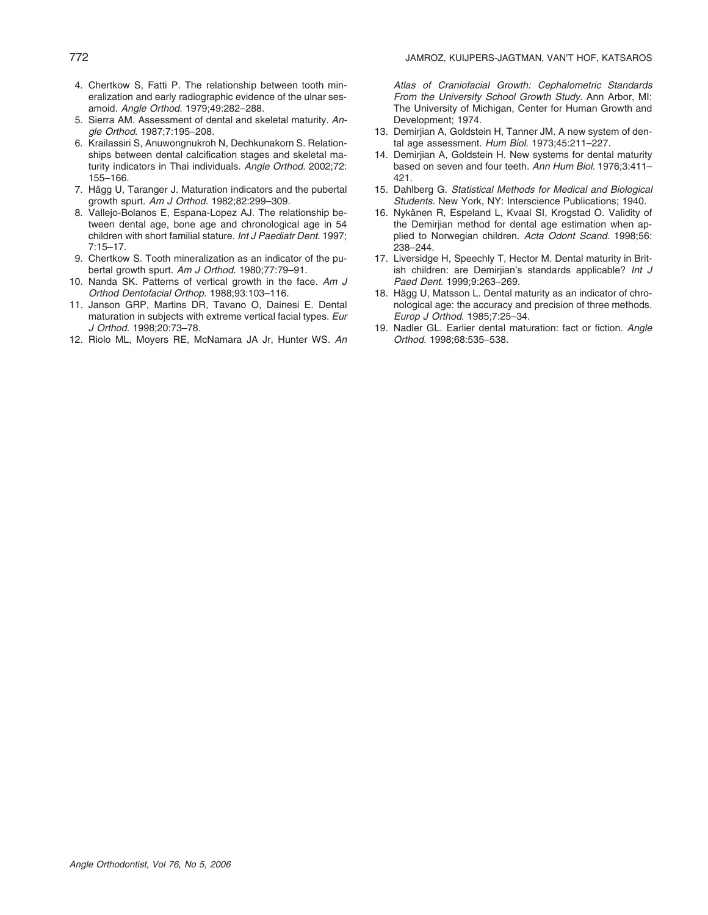4. Chertkow S, Fatti P. The relationship between tooth mineralization and early radiographic evidence of the ulnar sesamoid. *Angle Orthod*. 1979;49:282–288.
5. Sierra AM. Assessment of dental and skeletal maturity. *Angle Orthod*. 1987;7:195–208.
6. Krailassiri S, Anuwongnukroh N, Dechkunakorn S. Relationships between dental calcification stages and skeletal maturity indicators in Thai individuals. *Angle Orthod*. 2002;72:155–166.
7. Hägg U, Taranger J. Maturation indicators and the pubertal growth spurt. *Am J Orthod*. 1982;82:299–309.
8. Vallejo-Bolanos E, Espana-Lopez AJ. The relationship between dental age, bone age and chronological age in 54 children with short familial stature. *Int J Paediatr Dent*. 1997;7:15–17.
9. Chertkow S. Tooth mineralization as an indicator of the pubertal growth spurt. *Am J Orthod*. 1980;77:79–91.
10. Nanda SK. Patterns of vertical growth in the face. *Am J Orthod Dentofacial Orthop*. 1988;93:103–116.
11. Janson GRP, Martins DR, Tavano O, Dainesi E. Dental maturation in subjects with extreme vertical facial types. *Eur J Orthod*. 1998;20:73–78.
12. Riolo ML, Moyers RE, McNamara JA Jr, Hunter WS. *An Atlas of Craniofacial Growth: Cephalometric Standards From the University School Growth Study.* Ann Arbor, MI: The University of Michigan, Center for Human Growth and Development; 1974.
13. Demirjian A, Goldstein H, Tanner JM. A new system of dental age assessment. *Hum Biol*. 1973;45:211–227.
14. Demirjian A, Goldstein H. New systems for dental maturity based on seven and four teeth. *Ann Hum Biol*. 1976;3:411–421.
15. Dahlberg G. *Statistical Methods for Medical and Biological Students.* New York, NY: Interscience Publications; 1940.
16. Nykänen R, Espeland L, Kvaal SI, Krogstad O. Validity of the Demirjian method for dental age estimation when applied to Norwegian children. *Acta Odont Scand*. 1998;56:238–244.
17. Liversidge H, Speechly T, Hector M. Dental maturity in British children: are Demirjian's standards applicable? *Int J Paed Dent*. 1999;9:263–269.
18. Hägg U, Matsson L. Dental maturity as an indicator of chronological age: the accuracy and precision of three methods. *Europ J Orthod*. 1985;7:25–34.
19. Nadler GL. Earlier dental maturation: fact or fiction. *Angle Orthod*. 1998;68:535–538.